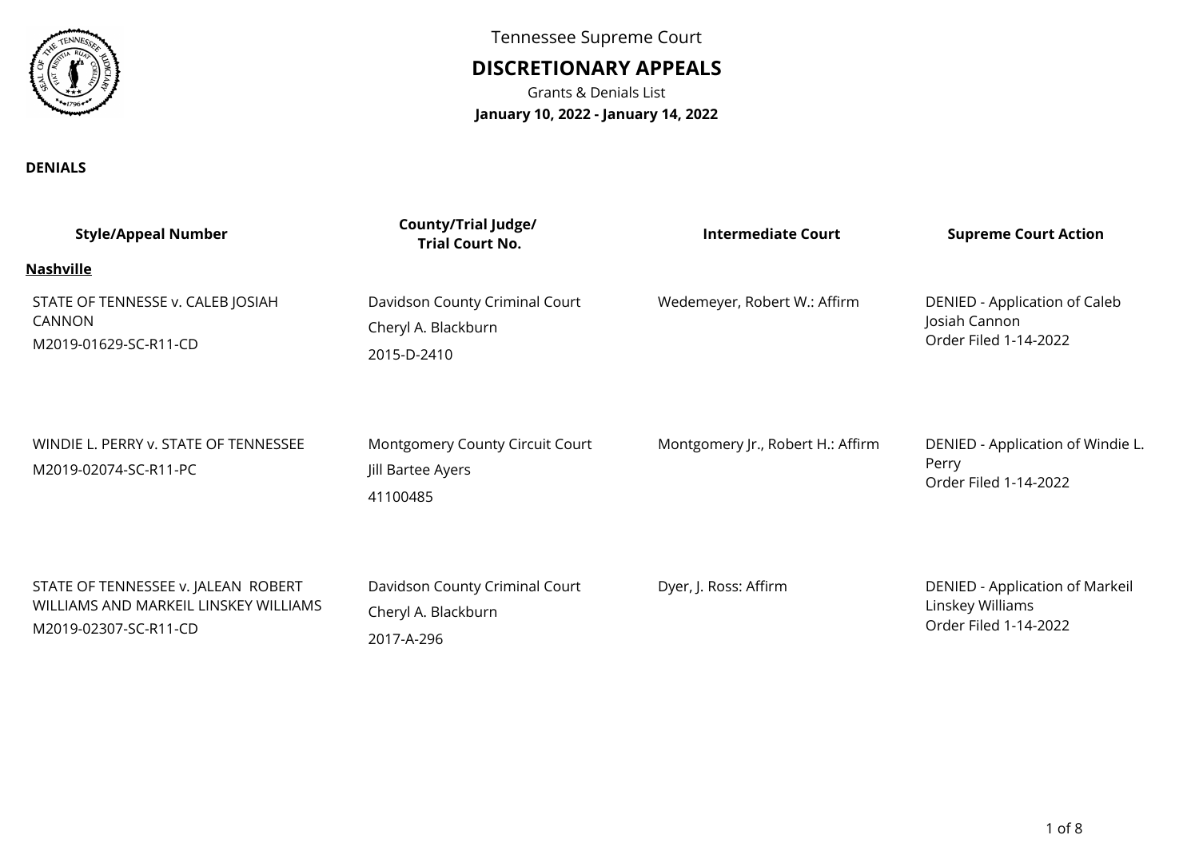Tennessee Supreme Court

# DISCRETIONARY APPEALS

Grants & Denials List

**January 10, 2022 - January 14, 2022**

**DENIALS**

| Style/Appeal Number | County/Trial Judge/ Trial Court No. | Intermediate Court | Supreme Court Action |
|---|---|---|---|
| **Nashville** | | | |
| STATE OF TENNESSE v. CALEB JOSIAH CANNON<br>M2019-01629-SC-R11-CD | Davidson County Criminal Court<br>Cheryl A. Blackburn<br>2015-D-2410 | Wedemeyer, Robert W.: Affirm | DENIED - Application of Caleb Josiah Cannon<br>Order Filed 1-14-2022 |
| WINDIE L. PERRY v. STATE OF TENNESSEE<br>M2019-02074-SC-R11-PC | Montgomery County Circuit Court<br>Jill Bartee Ayers<br>41100485 | Montgomery Jr., Robert H.: Affirm | DENIED - Application of Windie L. Perry<br>Order Filed 1-14-2022 |
| STATE OF TENNESSEE v. JALEAN ROBERT WILLIAMS AND MARKEIL LINSKEY WILLIAMS<br>M2019-02307-SC-R11-CD | Davidson County Criminal Court<br>Cheryl A. Blackburn<br>2017-A-296 | Dyer, J. Ross: Affirm | DENIED - Application of Markeil Linskey Williams<br>Order Filed 1-14-2022 |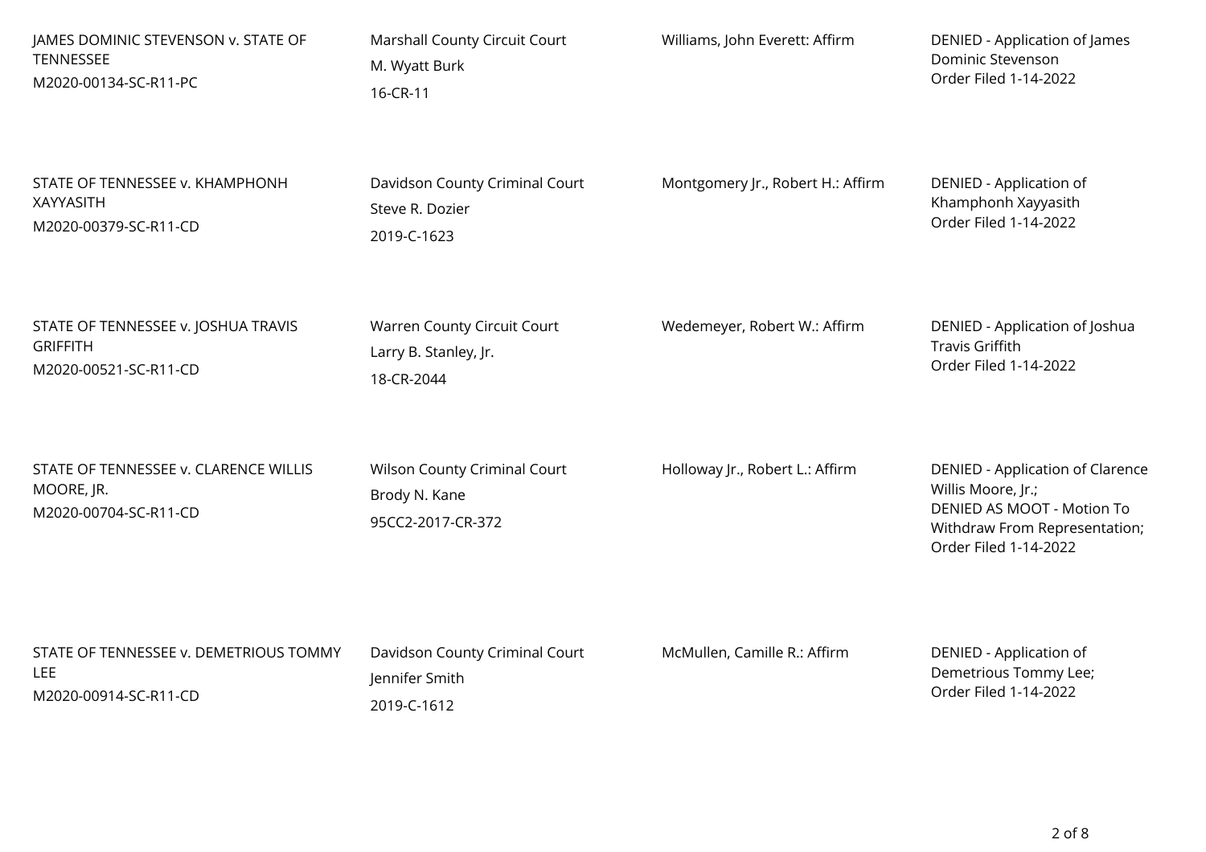| | | | |
|---|---|---|---|
| JAMES DOMINIC STEVENSON v. STATE OF TENNESSEE<br>M2020-00134-SC-R11-PC | Marshall County Circuit Court<br>M. Wyatt Burk<br>16-CR-11 | Williams, John Everett: Affirm | DENIED - Application of James Dominic Stevenson<br>Order Filed 1-14-2022 |
| STATE OF TENNESSEE v. KHAMPHONH XAYYASITH<br>M2020-00379-SC-R11-CD | Davidson County Criminal Court<br>Steve R. Dozier<br>2019-C-1623 | Montgomery Jr., Robert H.: Affirm | DENIED - Application of Khamphonh Xayyasith<br>Order Filed 1-14-2022 |
| STATE OF TENNESSEE v. JOSHUA TRAVIS GRIFFITH<br>M2020-00521-SC-R11-CD | Warren County Circuit Court<br>Larry B. Stanley, Jr.<br>18-CR-2044 | Wedemeyer, Robert W.: Affirm | DENIED - Application of Joshua Travis Griffith<br>Order Filed 1-14-2022 |
| STATE OF TENNESSEE v. CLARENCE WILLIS MOORE, JR.<br>M2020-00704-SC-R11-CD | Wilson County Criminal Court<br>Brody N. Kane<br>95CC2-2017-CR-372 | Holloway Jr., Robert L.: Affirm | DENIED - Application of Clarence Willis Moore, Jr.;<br>DENIED AS MOOT - Motion To Withdraw From Representation;<br>Order Filed 1-14-2022 |
| STATE OF TENNESSEE v. DEMETRIOUS TOMMY LEE<br>M2020-00914-SC-R11-CD | Davidson County Criminal Court<br>Jennifer Smith<br>2019-C-1612 | McMullen, Camille R.: Affirm | DENIED - Application of Demetrious Tommy Lee;<br>Order Filed 1-14-2022 |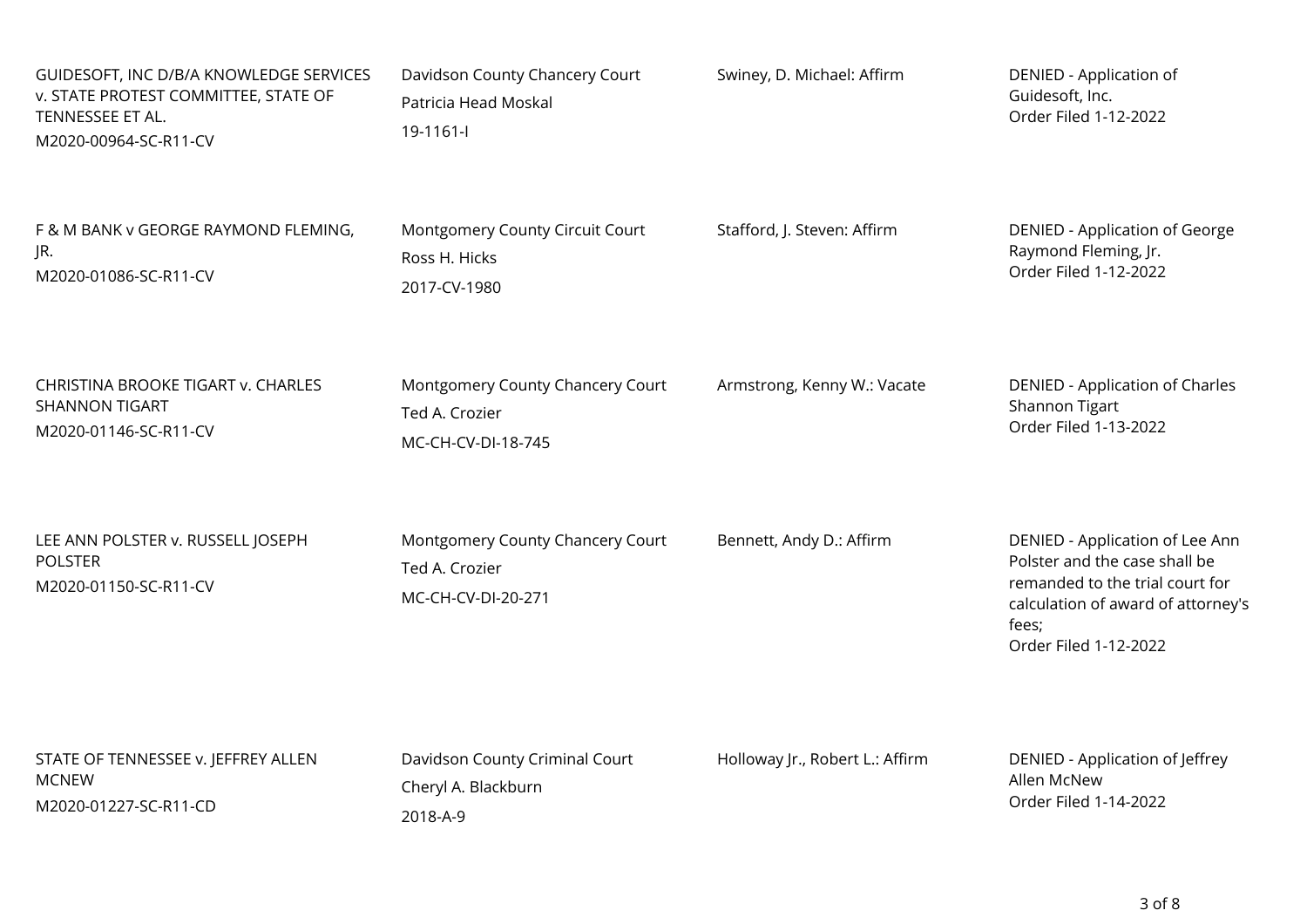| | | | |
|---|---|---|---|
| GUIDESOFT, INC D/B/A KNOWLEDGE SERVICES v. STATE PROTEST COMMITTEE, STATE OF TENNESSEE ET AL.<br>M2020-00964-SC-R11-CV | Davidson County Chancery Court<br>Patricia Head Moskal<br>19-1161-I | Swiney, D. Michael: Affirm | DENIED - Application of Guidesoft, Inc.<br>Order Filed 1-12-2022 |
| F & M BANK v GEORGE RAYMOND FLEMING, JR.<br>M2020-01086-SC-R11-CV | Montgomery County Circuit Court<br>Ross H. Hicks<br>2017-CV-1980 | Stafford, J. Steven: Affirm | DENIED - Application of George Raymond Fleming, Jr.<br>Order Filed 1-12-2022 |
| CHRISTINA BROOKE TIGART v. CHARLES SHANNON TIGART<br>M2020-01146-SC-R11-CV | Montgomery County Chancery Court<br>Ted A. Crozier<br>MC-CH-CV-DI-18-745 | Armstrong, Kenny W.: Vacate | DENIED - Application of Charles Shannon Tigart<br>Order Filed 1-13-2022 |
| LEE ANN POLSTER v. RUSSELL JOSEPH POLSTER<br>M2020-01150-SC-R11-CV | Montgomery County Chancery Court<br>Ted A. Crozier<br>MC-CH-CV-DI-20-271 | Bennett, Andy D.: Affirm | DENIED - Application of Lee Ann Polster and the case shall be remanded to the trial court for calculation of award of attorney's fees;<br>Order Filed 1-12-2022 |
| STATE OF TENNESSEE v. JEFFREY ALLEN MCNEW<br>M2020-01227-SC-R11-CD | Davidson County Criminal Court<br>Cheryl A. Blackburn<br>2018-A-9 | Holloway Jr., Robert L.: Affirm | DENIED - Application of Jeffrey Allen McNew<br>Order Filed 1-14-2022 |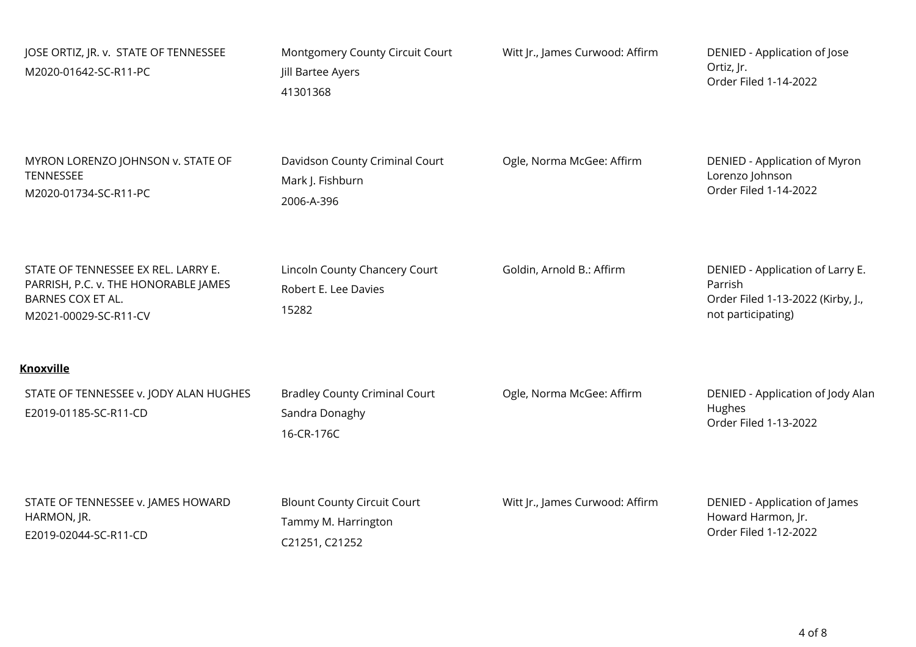| | | | |
|---|---|---|---|
| JOSE ORTIZ, JR. v. STATE OF TENNESSEE<br>M2020-01642-SC-R11-PC | Montgomery County Circuit Court<br>Jill Bartee Ayers<br>41301368 | Witt Jr., James Curwood: Affirm | DENIED - Application of Jose Ortiz, Jr.<br>Order Filed 1-14-2022 |
| MYRON LORENZO JOHNSON v. STATE OF TENNESSEE<br>M2020-01734-SC-R11-PC | Davidson County Criminal Court<br>Mark J. Fishburn<br>2006-A-396 | Ogle, Norma McGee: Affirm | DENIED - Application of Myron Lorenzo Johnson<br>Order Filed 1-14-2022 |
| STATE OF TENNESSEE EX REL. LARRY E. PARRISH, P.C. v. THE HONORABLE JAMES BARNES COX ET AL.<br>M2021-00029-SC-R11-CV | Lincoln County Chancery Court<br>Robert E. Lee Davies<br>15282 | Goldin, Arnold B.: Affirm | DENIED - Application of Larry E. Parrish<br>Order Filed 1-13-2022 (Kirby, J., not participating) |

**Knoxville**

| | | | |
|---|---|---|---|
| STATE OF TENNESSEE v. JODY ALAN HUGHES<br>E2019-01185-SC-R11-CD | Bradley County Criminal Court<br>Sandra Donaghy<br>16-CR-176C | Ogle, Norma McGee: Affirm | DENIED - Application of Jody Alan Hughes<br>Order Filed 1-13-2022 |
| STATE OF TENNESSEE v. JAMES HOWARD HARMON, JR.<br>E2019-02044-SC-R11-CD | Blount County Circuit Court<br>Tammy M. Harrington<br>C21251, C21252 | Witt Jr., James Curwood: Affirm | DENIED - Application of James Howard Harmon, Jr.<br>Order Filed 1-12-2022 |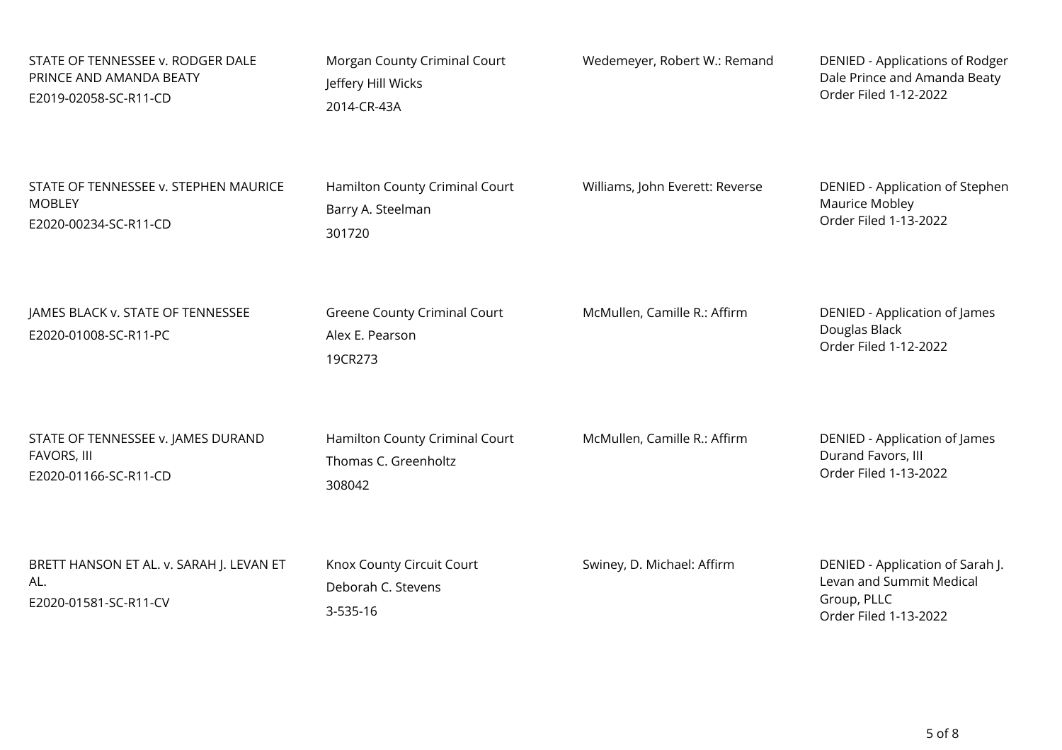| | | | |
|---|---|---|---|
| STATE OF TENNESSEE v. RODGER DALE PRINCE AND AMANDA BEATY<br>E2019-02058-SC-R11-CD | Morgan County Criminal Court<br>Jeffery Hill Wicks<br>2014-CR-43A | Wedemeyer, Robert W.: Remand | DENIED - Applications of Rodger Dale Prince and Amanda Beaty<br>Order Filed 1-12-2022 |
| STATE OF TENNESSEE v. STEPHEN MAURICE MOBLEY<br>E2020-00234-SC-R11-CD | Hamilton County Criminal Court<br>Barry A. Steelman<br>301720 | Williams, John Everett: Reverse | DENIED - Application of Stephen Maurice Mobley<br>Order Filed 1-13-2022 |
| JAMES BLACK v. STATE OF TENNESSEE<br>E2020-01008-SC-R11-PC | Greene County Criminal Court<br>Alex E. Pearson<br>19CR273 | McMullen, Camille R.: Affirm | DENIED - Application of James Douglas Black<br>Order Filed 1-12-2022 |
| STATE OF TENNESSEE v. JAMES DURAND FAVORS, III<br>E2020-01166-SC-R11-CD | Hamilton County Criminal Court<br>Thomas C. Greenholtz<br>308042 | McMullen, Camille R.: Affirm | DENIED - Application of James Durand Favors, III<br>Order Filed 1-13-2022 |
| BRETT HANSON ET AL. v. SARAH J. LEVAN ET AL.<br>E2020-01581-SC-R11-CV | Knox County Circuit Court<br>Deborah C. Stevens<br>3-535-16 | Swiney, D. Michael: Affirm | DENIED - Application of Sarah J. Levan and Summit Medical Group, PLLC<br>Order Filed 1-13-2022 |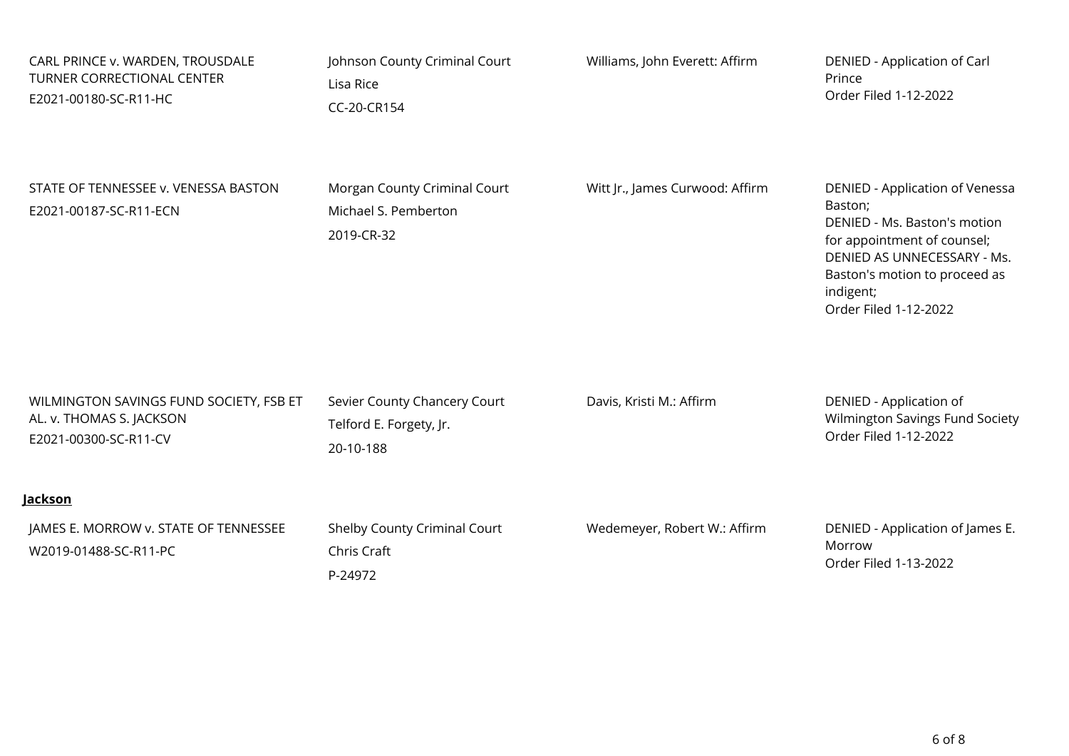| | | | |
|---|---|---|---|
| CARL PRINCE v. WARDEN, TROUSDALE TURNER CORRECTIONAL CENTER<br>E2021-00180-SC-R11-HC | Johnson County Criminal Court<br>Lisa Rice<br>CC-20-CR154 | Williams, John Everett: Affirm | DENIED - Application of Carl Prince<br>Order Filed 1-12-2022 |
| STATE OF TENNESSEE v. VENESSA BASTON<br>E2021-00187-SC-R11-ECN | Morgan County Criminal Court<br>Michael S. Pemberton<br>2019-CR-32 | Witt Jr., James Curwood: Affirm | DENIED - Application of Venessa Baston;<br>DENIED - Ms. Baston's motion for appointment of counsel;<br>DENIED AS UNNECESSARY - Ms. Baston's motion to proceed as indigent;<br>Order Filed 1-12-2022 |
| WILMINGTON SAVINGS FUND SOCIETY, FSB ET AL. v. THOMAS S. JACKSON<br>E2021-00300-SC-R11-CV | Sevier County Chancery Court<br>Telford E. Forgety, Jr.<br>20-10-188 | Davis, Kristi M.: Affirm | DENIED - Application of Wilmington Savings Fund Society<br>Order Filed 1-12-2022 |

**Jackson**

| | | | |
|---|---|---|---|
| JAMES E. MORROW v. STATE OF TENNESSEE<br>W2019-01488-SC-R11-PC | Shelby County Criminal Court<br>Chris Craft<br>P-24972 | Wedemeyer, Robert W.: Affirm | DENIED - Application of James E. Morrow<br>Order Filed 1-13-2022 |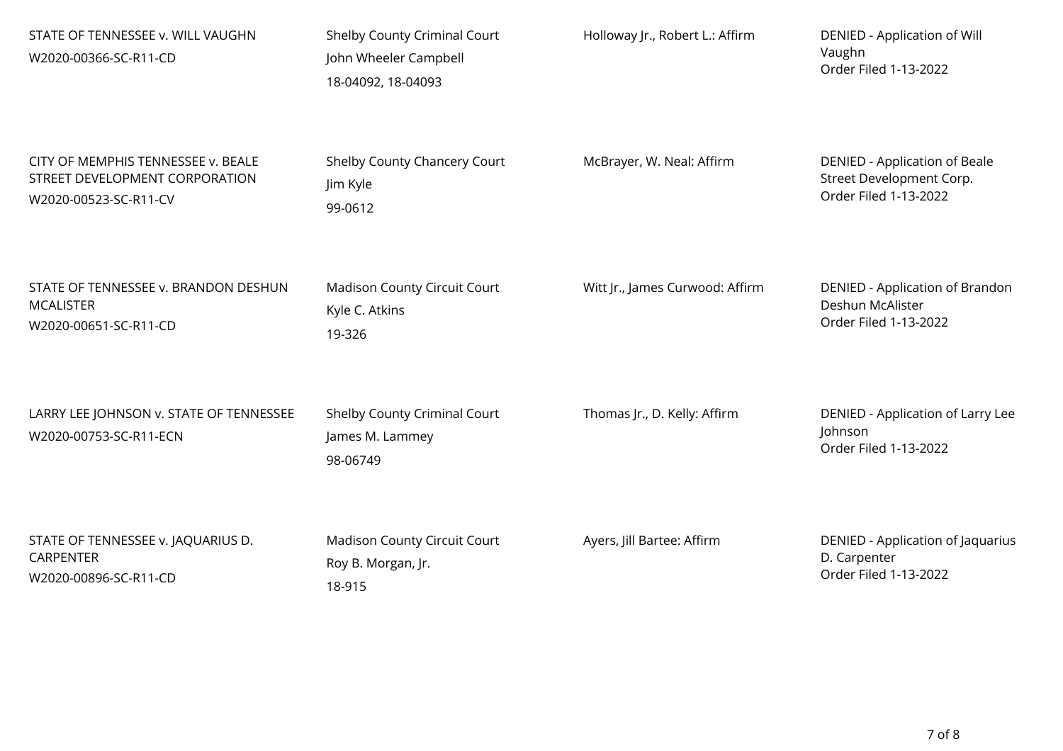| | | | |
|---|---|---|---|
| STATE OF TENNESSEE v. WILL VAUGHN<br>W2020-00366-SC-R11-CD | Shelby County Criminal Court<br>John Wheeler Campbell<br>18-04092, 18-04093 | Holloway Jr., Robert L.: Affirm | DENIED - Application of Will Vaughn<br>Order Filed 1-13-2022 |
| CITY OF MEMPHIS TENNESSEE v. BEALE STREET DEVELOPMENT CORPORATION<br>W2020-00523-SC-R11-CV | Shelby County Chancery Court<br>Jim Kyle<br>99-0612 | McBrayer, W. Neal: Affirm | DENIED - Application of Beale Street Development Corp.<br>Order Filed 1-13-2022 |
| STATE OF TENNESSEE v. BRANDON DESHUN MCALISTER<br>W2020-00651-SC-R11-CD | Madison County Circuit Court<br>Kyle C. Atkins<br>19-326 | Witt Jr., James Curwood: Affirm | DENIED - Application of Brandon Deshun McAlister<br>Order Filed 1-13-2022 |
| LARRY LEE JOHNSON v. STATE OF TENNESSEE<br>W2020-00753-SC-R11-ECN | Shelby County Criminal Court<br>James M. Lammey<br>98-06749 | Thomas Jr., D. Kelly: Affirm | DENIED - Application of Larry Lee Johnson<br>Order Filed 1-13-2022 |
| STATE OF TENNESSEE v. JAQUARIUS D. CARPENTER<br>W2020-00896-SC-R11-CD | Madison County Circuit Court<br>Roy B. Morgan, Jr.<br>18-915 | Ayers, Jill Bartee: Affirm | DENIED - Application of Jaquarius D. Carpenter<br>Order Filed 1-13-2022 |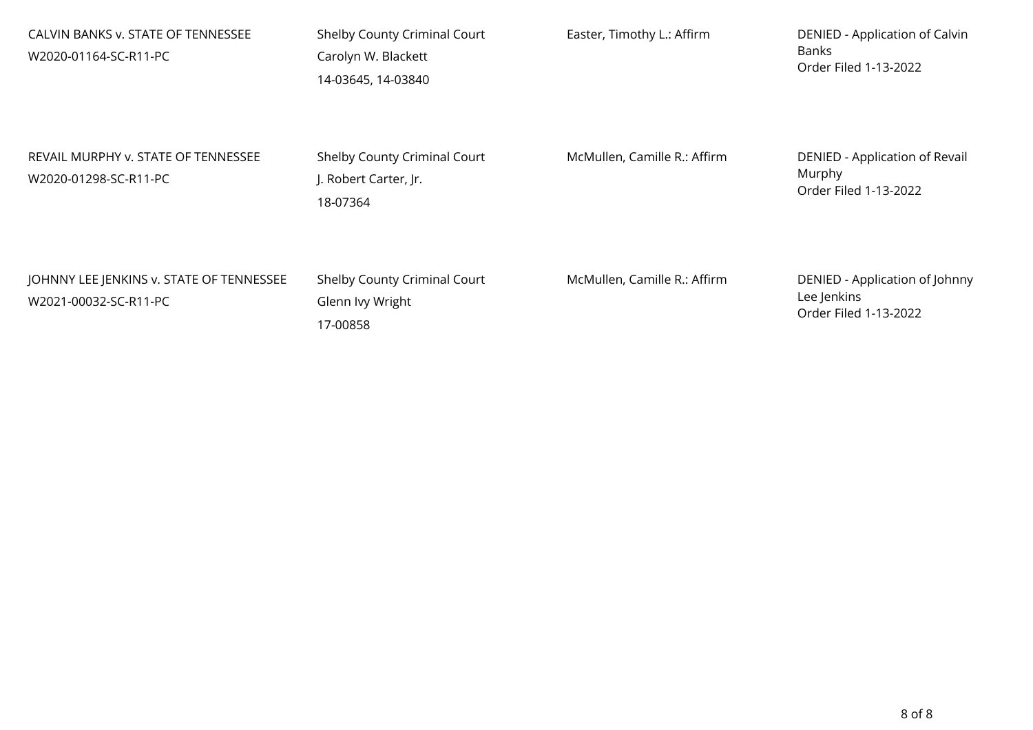| | | | |
|---|---|---|---|
| CALVIN BANKS v. STATE OF TENNESSEE<br>W2020-01164-SC-R11-PC | Shelby County Criminal Court<br>Carolyn W. Blackett<br>14-03645, 14-03840 | Easter, Timothy L.: Affirm | DENIED - Application of Calvin Banks<br>Order Filed 1-13-2022 |
| REVAIL MURPHY v. STATE OF TENNESSEE<br>W2020-01298-SC-R11-PC | Shelby County Criminal Court<br>J. Robert Carter, Jr.<br>18-07364 | McMullen, Camille R.: Affirm | DENIED - Application of Revail Murphy<br>Order Filed 1-13-2022 |
| JOHNNY LEE JENKINS v. STATE OF TENNESSEE<br>W2021-00032-SC-R11-PC | Shelby County Criminal Court<br>Glenn Ivy Wright<br>17-00858 | McMullen, Camille R.: Affirm | DENIED - Application of Johnny Lee Jenkins<br>Order Filed 1-13-2022 |